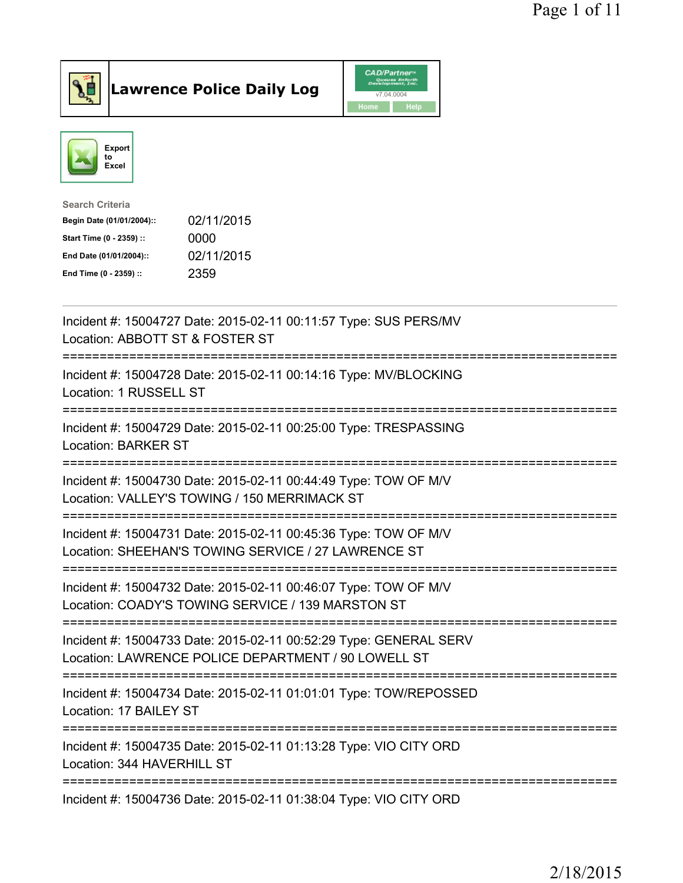# Lawrence Police Daily Log

CAD/Partner
v7.04.0004
Home Help

Export to Excel

Search Criteria

| | |
|---|---|
| **Begin Date (01/01/2004)::** | 02/11/2015 |
| **Start Time (0 - 2359) ::** | 0000 |
| **End Date (01/01/2004)::** | 02/11/2015 |
| **End Time (0 - 2359) ::** | 2359 |

---

Incident #: 15004727 Date: 2015-02-11 00:11:57 Type: SUS PERS/MV
Location: ABBOTT ST & FOSTER ST

===========================================================================

Incident #: 15004728 Date: 2015-02-11 00:14:16 Type: MV/BLOCKING
Location: 1 RUSSELL ST

===========================================================================

Incident #: 15004729 Date: 2015-02-11 00:25:00 Type: TRESPASSING
Location: BARKER ST

===========================================================================

Incident #: 15004730 Date: 2015-02-11 00:44:49 Type: TOW OF M/V
Location: VALLEY'S TOWING / 150 MERRIMACK ST

===========================================================================

Incident #: 15004731 Date: 2015-02-11 00:45:36 Type: TOW OF M/V
Location: SHEEHAN'S TOWING SERVICE / 27 LAWRENCE ST

===========================================================================

Incident #: 15004732 Date: 2015-02-11 00:46:07 Type: TOW OF M/V
Location: COADY'S TOWING SERVICE / 139 MARSTON ST

===========================================================================

Incident #: 15004733 Date: 2015-02-11 00:52:29 Type: GENERAL SERV
Location: LAWRENCE POLICE DEPARTMENT / 90 LOWELL ST

===========================================================================

Incident #: 15004734 Date: 2015-02-11 01:01:01 Type: TOW/REPOSSED
Location: 17 BAILEY ST

===========================================================================

Incident #: 15004735 Date: 2015-02-11 01:13:28 Type: VIO CITY ORD
Location: 344 HAVERHILL ST

===========================================================================

Incident #: 15004736 Date: 2015-02-11 01:38:04 Type: VIO CITY ORD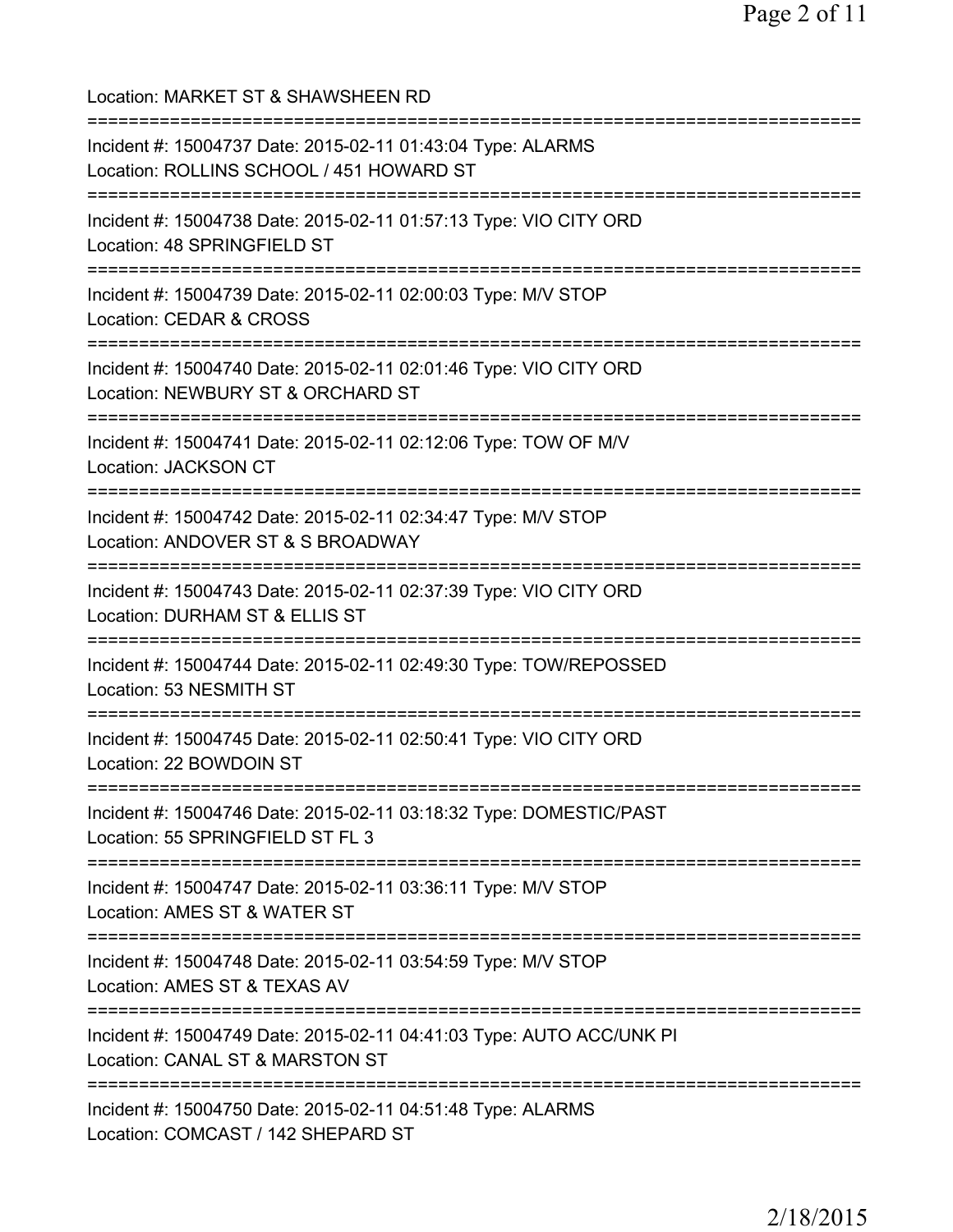Location: MARKET ST & SHAWSHEEN RD

===========================================================================

Incident #: 15004737 Date: 2015-02-11 01:43:04 Type: ALARMS
Location: ROLLINS SCHOOL / 451 HOWARD ST

===========================================================================

Incident #: 15004738 Date: 2015-02-11 01:57:13 Type: VIO CITY ORD
Location: 48 SPRINGFIELD ST

===========================================================================

Incident #: 15004739 Date: 2015-02-11 02:00:03 Type: M/V STOP
Location: CEDAR & CROSS

===========================================================================

Incident #: 15004740 Date: 2015-02-11 02:01:46 Type: VIO CITY ORD
Location: NEWBURY ST & ORCHARD ST

===========================================================================

Incident #: 15004741 Date: 2015-02-11 02:12:06 Type: TOW OF M/V
Location: JACKSON CT

===========================================================================

Incident #: 15004742 Date: 2015-02-11 02:34:47 Type: M/V STOP
Location: ANDOVER ST & S BROADWAY

===========================================================================

Incident #: 15004743 Date: 2015-02-11 02:37:39 Type: VIO CITY ORD
Location: DURHAM ST & ELLIS ST

===========================================================================

Incident #: 15004744 Date: 2015-02-11 02:49:30 Type: TOW/REPOSSED
Location: 53 NESMITH ST

===========================================================================

Incident #: 15004745 Date: 2015-02-11 02:50:41 Type: VIO CITY ORD
Location: 22 BOWDOIN ST

===========================================================================

Incident #: 15004746 Date: 2015-02-11 03:18:32 Type: DOMESTIC/PAST
Location: 55 SPRINGFIELD ST FL 3

===========================================================================

Incident #: 15004747 Date: 2015-02-11 03:36:11 Type: M/V STOP
Location: AMES ST & WATER ST

===========================================================================

Incident #: 15004748 Date: 2015-02-11 03:54:59 Type: M/V STOP
Location: AMES ST & TEXAS AV

===========================================================================

Incident #: 15004749 Date: 2015-02-11 04:41:03 Type: AUTO ACC/UNK PI
Location: CANAL ST & MARSTON ST

===========================================================================

Incident #: 15004750 Date: 2015-02-11 04:51:48 Type: ALARMS
Location: COMCAST / 142 SHEPARD ST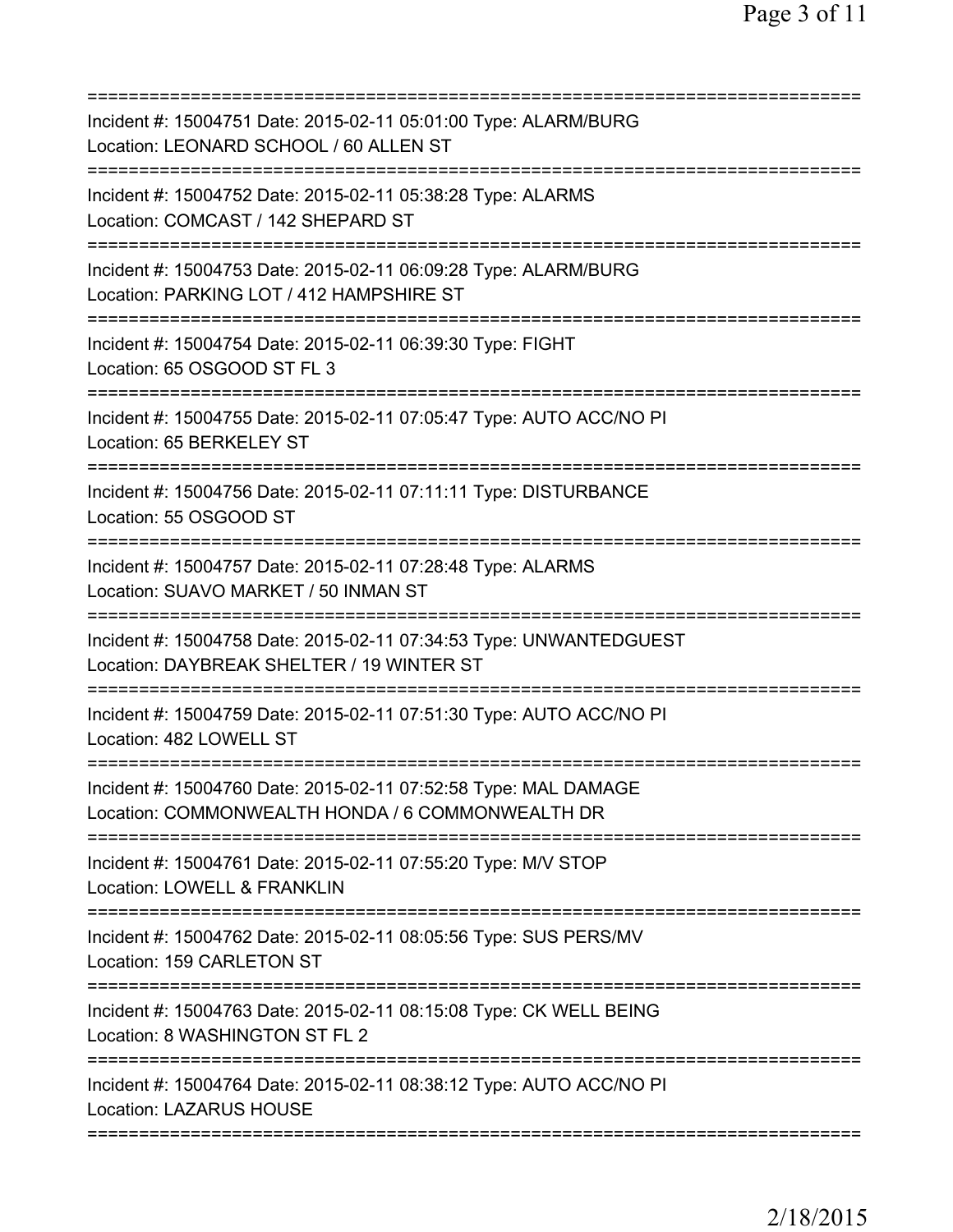===========================================================================

Incident #: 15004751 Date: 2015-02-11 05:01:00 Type: ALARM/BURG
Location: LEONARD SCHOOL / 60 ALLEN ST

===========================================================================

Incident #: 15004752 Date: 2015-02-11 05:38:28 Type: ALARMS
Location: COMCAST / 142 SHEPARD ST

===========================================================================

Incident #: 15004753 Date: 2015-02-11 06:09:28 Type: ALARM/BURG
Location: PARKING LOT / 412 HAMPSHIRE ST

===========================================================================

Incident #: 15004754 Date: 2015-02-11 06:39:30 Type: FIGHT
Location: 65 OSGOOD ST FL 3

===========================================================================

Incident #: 15004755 Date: 2015-02-11 07:05:47 Type: AUTO ACC/NO PI
Location: 65 BERKELEY ST

===========================================================================

Incident #: 15004756 Date: 2015-02-11 07:11:11 Type: DISTURBANCE
Location: 55 OSGOOD ST

===========================================================================

Incident #: 15004757 Date: 2015-02-11 07:28:48 Type: ALARMS
Location: SUAVO MARKET / 50 INMAN ST

===========================================================================

Incident #: 15004758 Date: 2015-02-11 07:34:53 Type: UNWANTEDGUEST
Location: DAYBREAK SHELTER / 19 WINTER ST

===========================================================================

Incident #: 15004759 Date: 2015-02-11 07:51:30 Type: AUTO ACC/NO PI
Location: 482 LOWELL ST

===========================================================================

Incident #: 15004760 Date: 2015-02-11 07:52:58 Type: MAL DAMAGE
Location: COMMONWEALTH HONDA / 6 COMMONWEALTH DR

===========================================================================

Incident #: 15004761 Date: 2015-02-11 07:55:20 Type: M/V STOP
Location: LOWELL & FRANKLIN

===========================================================================

Incident #: 15004762 Date: 2015-02-11 08:05:56 Type: SUS PERS/MV
Location: 159 CARLETON ST

===========================================================================

Incident #: 15004763 Date: 2015-02-11 08:15:08 Type: CK WELL BEING
Location: 8 WASHINGTON ST FL 2

===========================================================================

Incident #: 15004764 Date: 2015-02-11 08:38:12 Type: AUTO ACC/NO PI
Location: LAZARUS HOUSE

===========================================================================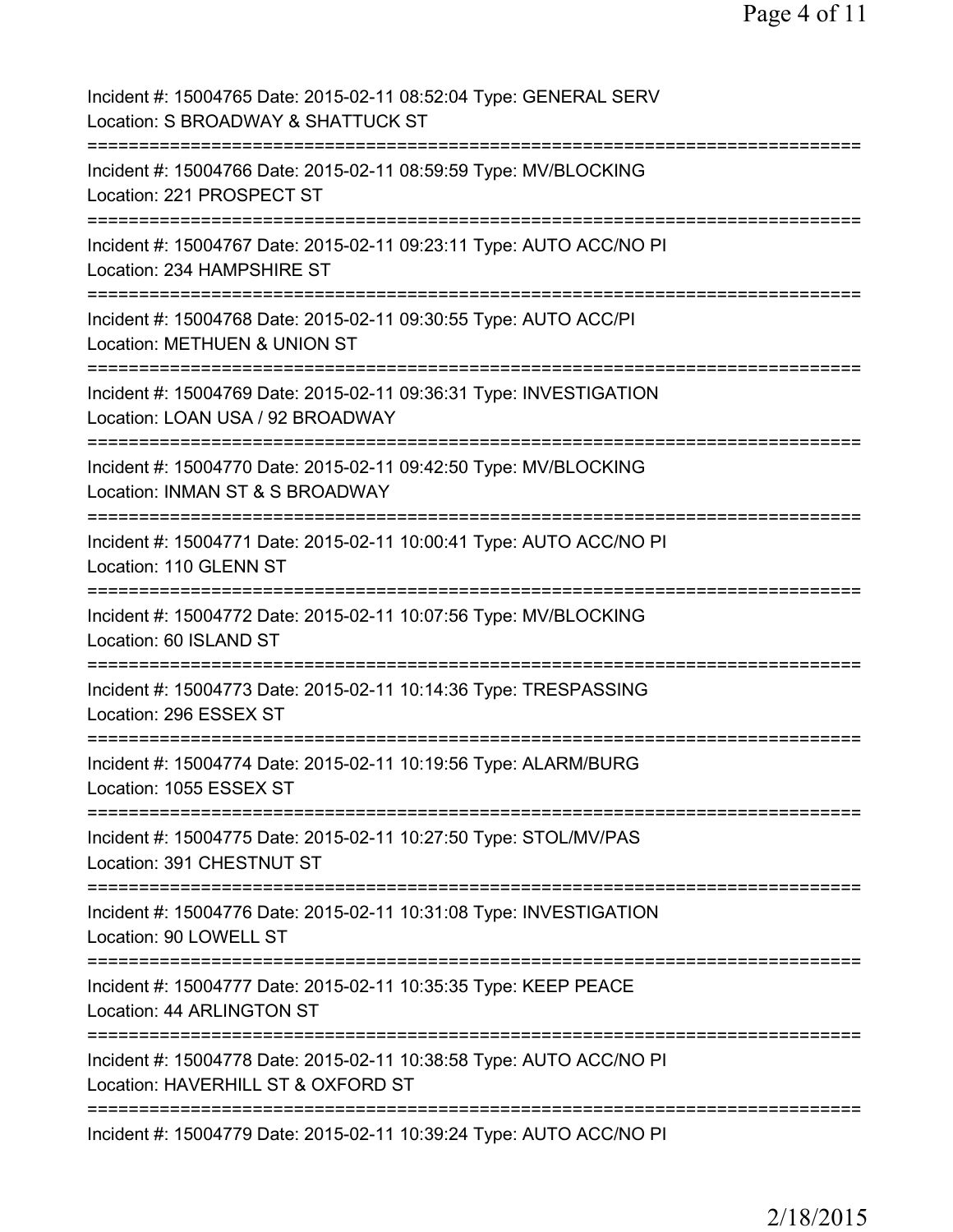Incident #: 15004765 Date: 2015-02-11 08:52:04 Type: GENERAL SERV
Location: S BROADWAY & SHATTUCK ST

===========================================================================

Incident #: 15004766 Date: 2015-02-11 08:59:59 Type: MV/BLOCKING
Location: 221 PROSPECT ST

===========================================================================

Incident #: 15004767 Date: 2015-02-11 09:23:11 Type: AUTO ACC/NO PI
Location: 234 HAMPSHIRE ST

===========================================================================

Incident #: 15004768 Date: 2015-02-11 09:30:55 Type: AUTO ACC/PI
Location: METHUEN & UNION ST

===========================================================================

Incident #: 15004769 Date: 2015-02-11 09:36:31 Type: INVESTIGATION
Location: LOAN USA / 92 BROADWAY

===========================================================================

Incident #: 15004770 Date: 2015-02-11 09:42:50 Type: MV/BLOCKING
Location: INMAN ST & S BROADWAY

===========================================================================

Incident #: 15004771 Date: 2015-02-11 10:00:41 Type: AUTO ACC/NO PI
Location: 110 GLENN ST

===========================================================================

Incident #: 15004772 Date: 2015-02-11 10:07:56 Type: MV/BLOCKING
Location: 60 ISLAND ST

===========================================================================

Incident #: 15004773 Date: 2015-02-11 10:14:36 Type: TRESPASSING
Location: 296 ESSEX ST

===========================================================================

Incident #: 15004774 Date: 2015-02-11 10:19:56 Type: ALARM/BURG
Location: 1055 ESSEX ST

===========================================================================

Incident #: 15004775 Date: 2015-02-11 10:27:50 Type: STOL/MV/PAS
Location: 391 CHESTNUT ST

===========================================================================

Incident #: 15004776 Date: 2015-02-11 10:31:08 Type: INVESTIGATION
Location: 90 LOWELL ST

===========================================================================

Incident #: 15004777 Date: 2015-02-11 10:35:35 Type: KEEP PEACE
Location: 44 ARLINGTON ST

===========================================================================

Incident #: 15004778 Date: 2015-02-11 10:38:58 Type: AUTO ACC/NO PI
Location: HAVERHILL ST & OXFORD ST

===========================================================================

Incident #: 15004779 Date: 2015-02-11 10:39:24 Type: AUTO ACC/NO PI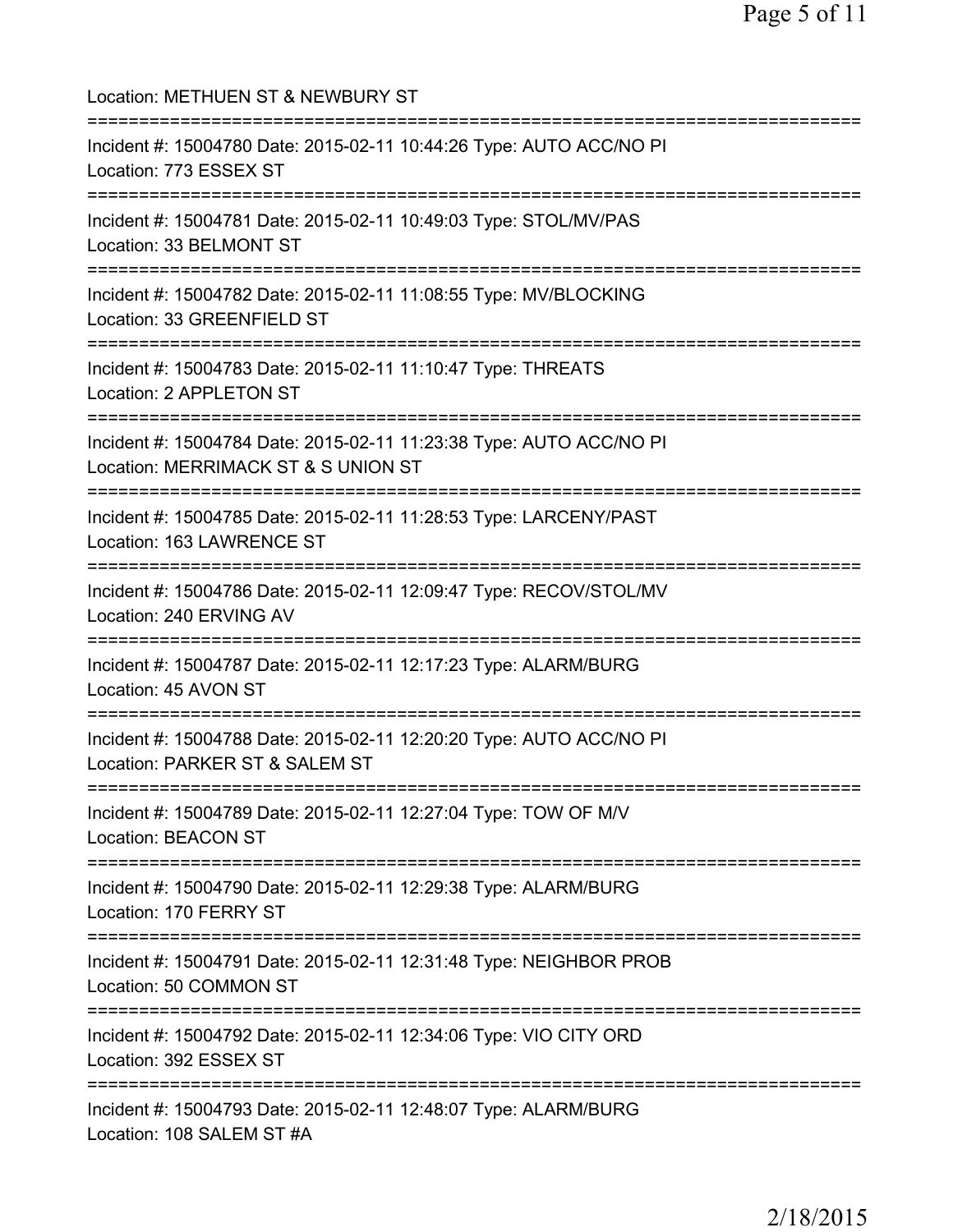Location: METHUEN ST & NEWBURY ST

===========================================================================

Incident #: 15004780 Date: 2015-02-11 10:44:26 Type: AUTO ACC/NO PI
Location: 773 ESSEX ST

===========================================================================

Incident #: 15004781 Date: 2015-02-11 10:49:03 Type: STOL/MV/PAS
Location: 33 BELMONT ST

===========================================================================

Incident #: 15004782 Date: 2015-02-11 11:08:55 Type: MV/BLOCKING
Location: 33 GREENFIELD ST

===========================================================================

Incident #: 15004783 Date: 2015-02-11 11:10:47 Type: THREATS
Location: 2 APPLETON ST

===========================================================================

Incident #: 15004784 Date: 2015-02-11 11:23:38 Type: AUTO ACC/NO PI
Location: MERRIMACK ST & S UNION ST

===========================================================================

Incident #: 15004785 Date: 2015-02-11 11:28:53 Type: LARCENY/PAST
Location: 163 LAWRENCE ST

===========================================================================

Incident #: 15004786 Date: 2015-02-11 12:09:47 Type: RECOV/STOL/MV
Location: 240 ERVING AV

===========================================================================

Incident #: 15004787 Date: 2015-02-11 12:17:23 Type: ALARM/BURG
Location: 45 AVON ST

===========================================================================

Incident #: 15004788 Date: 2015-02-11 12:20:20 Type: AUTO ACC/NO PI
Location: PARKER ST & SALEM ST

===========================================================================

Incident #: 15004789 Date: 2015-02-11 12:27:04 Type: TOW OF M/V
Location: BEACON ST

===========================================================================

Incident #: 15004790 Date: 2015-02-11 12:29:38 Type: ALARM/BURG
Location: 170 FERRY ST

===========================================================================

Incident #: 15004791 Date: 2015-02-11 12:31:48 Type: NEIGHBOR PROB
Location: 50 COMMON ST

===========================================================================

Incident #: 15004792 Date: 2015-02-11 12:34:06 Type: VIO CITY ORD
Location: 392 ESSEX ST

===========================================================================

Incident #: 15004793 Date: 2015-02-11 12:48:07 Type: ALARM/BURG
Location: 108 SALEM ST #A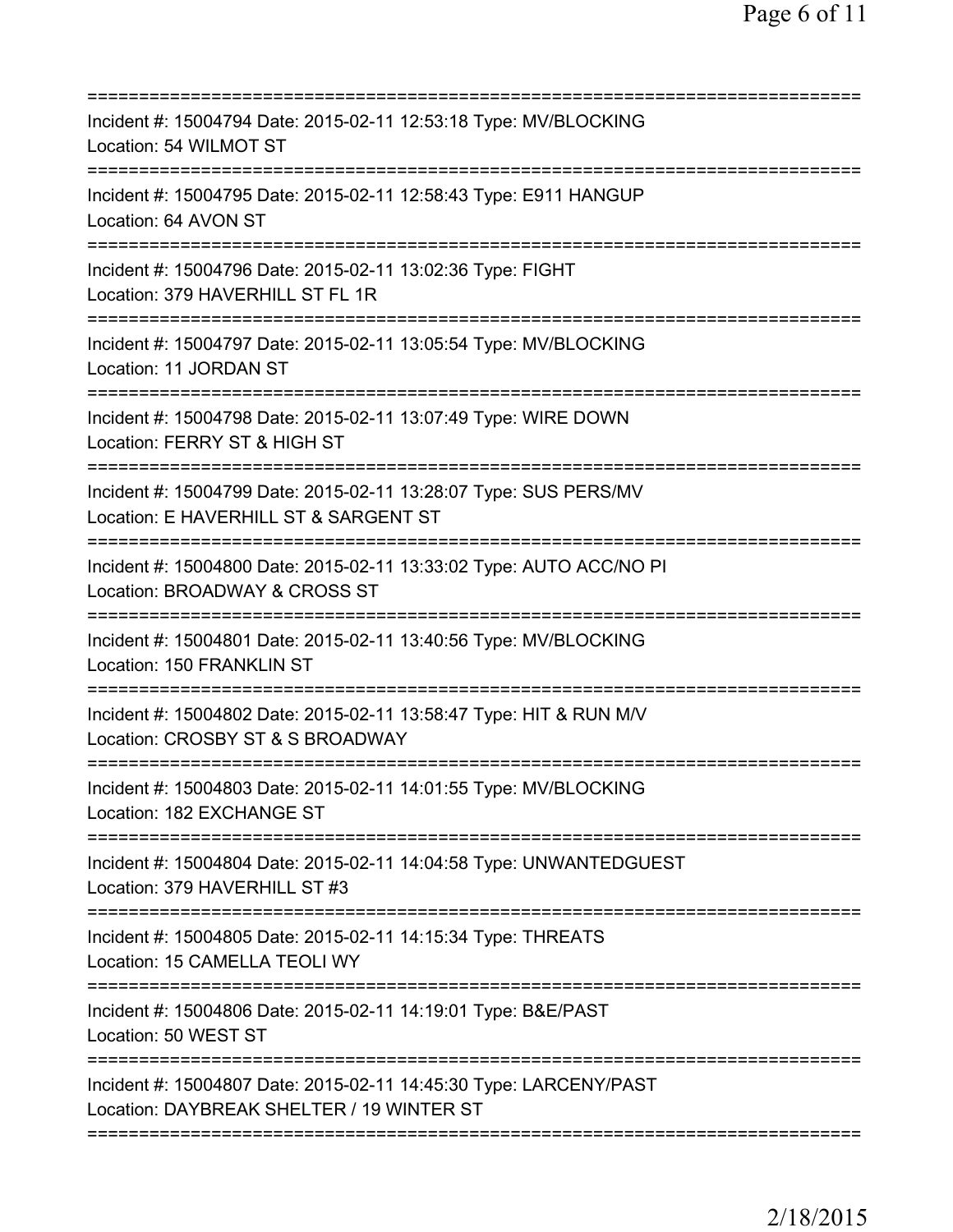===========================================================================

Incident #: 15004794 Date: 2015-02-11 12:53:18 Type: MV/BLOCKING
Location: 54 WILMOT ST

===========================================================================

Incident #: 15004795 Date: 2015-02-11 12:58:43 Type: E911 HANGUP
Location: 64 AVON ST

===========================================================================

Incident #: 15004796 Date: 2015-02-11 13:02:36 Type: FIGHT
Location: 379 HAVERHILL ST FL 1R

===========================================================================

Incident #: 15004797 Date: 2015-02-11 13:05:54 Type: MV/BLOCKING
Location: 11 JORDAN ST

===========================================================================

Incident #: 15004798 Date: 2015-02-11 13:07:49 Type: WIRE DOWN
Location: FERRY ST & HIGH ST

===========================================================================

Incident #: 15004799 Date: 2015-02-11 13:28:07 Type: SUS PERS/MV
Location: E HAVERHILL ST & SARGENT ST

===========================================================================

Incident #: 15004800 Date: 2015-02-11 13:33:02 Type: AUTO ACC/NO PI
Location: BROADWAY & CROSS ST

===========================================================================

Incident #: 15004801 Date: 2015-02-11 13:40:56 Type: MV/BLOCKING
Location: 150 FRANKLIN ST

===========================================================================

Incident #: 15004802 Date: 2015-02-11 13:58:47 Type: HIT & RUN M/V
Location: CROSBY ST & S BROADWAY

===========================================================================

Incident #: 15004803 Date: 2015-02-11 14:01:55 Type: MV/BLOCKING
Location: 182 EXCHANGE ST

===========================================================================

Incident #: 15004804 Date: 2015-02-11 14:04:58 Type: UNWANTEDGUEST
Location: 379 HAVERHILL ST #3

===========================================================================

Incident #: 15004805 Date: 2015-02-11 14:15:34 Type: THREATS
Location: 15 CAMELLA TEOLI WY

===========================================================================

Incident #: 15004806 Date: 2015-02-11 14:19:01 Type: B&E/PAST
Location: 50 WEST ST

===========================================================================

Incident #: 15004807 Date: 2015-02-11 14:45:30 Type: LARCENY/PAST
Location: DAYBREAK SHELTER / 19 WINTER ST

===========================================================================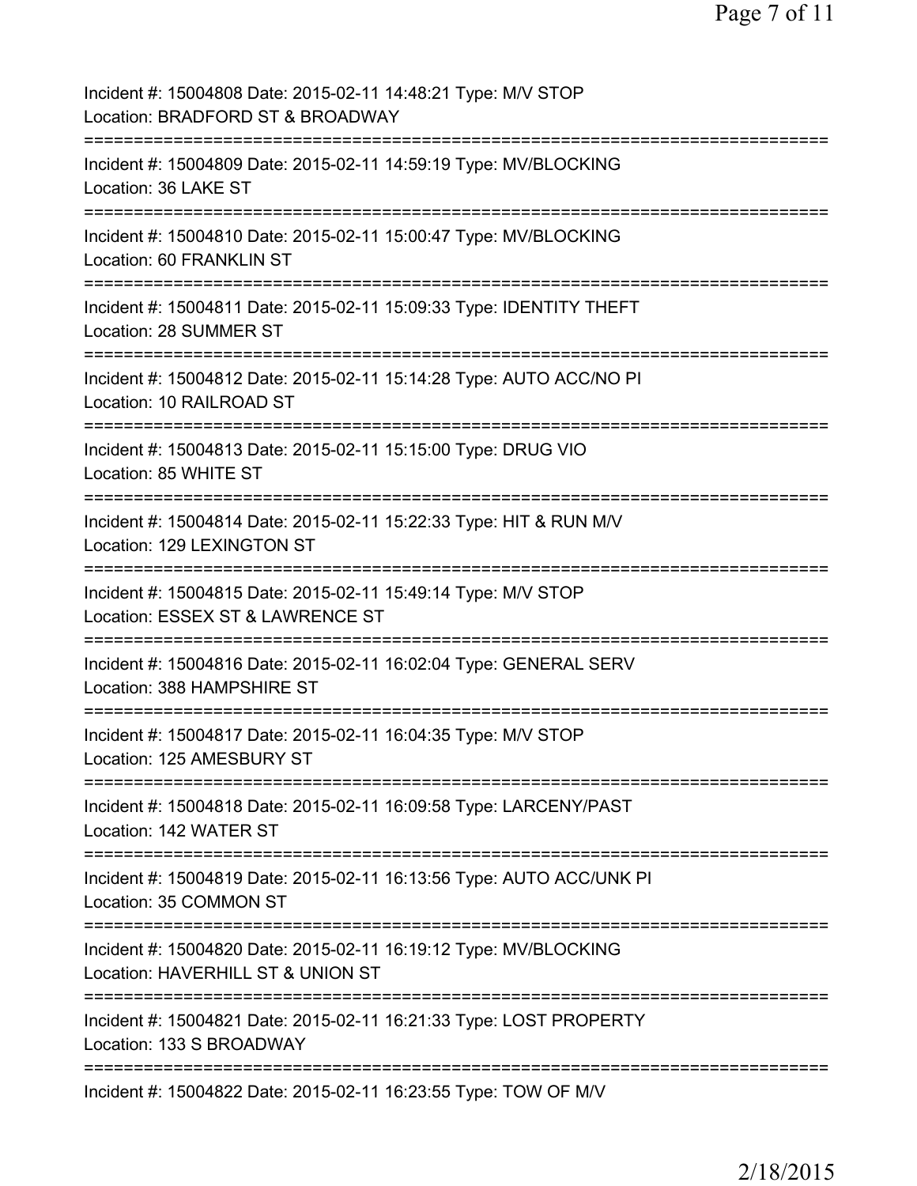Incident #: 15004808 Date: 2015-02-11 14:48:21 Type: M/V STOP
Location: BRADFORD ST & BROADWAY

===========================================================================

Incident #: 15004809 Date: 2015-02-11 14:59:19 Type: MV/BLOCKING
Location: 36 LAKE ST

===========================================================================

Incident #: 15004810 Date: 2015-02-11 15:00:47 Type: MV/BLOCKING
Location: 60 FRANKLIN ST

===========================================================================

Incident #: 15004811 Date: 2015-02-11 15:09:33 Type: IDENTITY THEFT
Location: 28 SUMMER ST

===========================================================================

Incident #: 15004812 Date: 2015-02-11 15:14:28 Type: AUTO ACC/NO PI
Location: 10 RAILROAD ST

===========================================================================

Incident #: 15004813 Date: 2015-02-11 15:15:00 Type: DRUG VIO
Location: 85 WHITE ST

===========================================================================

Incident #: 15004814 Date: 2015-02-11 15:22:33 Type: HIT & RUN M/V
Location: 129 LEXINGTON ST

===========================================================================

Incident #: 15004815 Date: 2015-02-11 15:49:14 Type: M/V STOP
Location: ESSEX ST & LAWRENCE ST

===========================================================================

Incident #: 15004816 Date: 2015-02-11 16:02:04 Type: GENERAL SERV
Location: 388 HAMPSHIRE ST

===========================================================================

Incident #: 15004817 Date: 2015-02-11 16:04:35 Type: M/V STOP
Location: 125 AMESBURY ST

===========================================================================

Incident #: 15004818 Date: 2015-02-11 16:09:58 Type: LARCENY/PAST
Location: 142 WATER ST

===========================================================================

Incident #: 15004819 Date: 2015-02-11 16:13:56 Type: AUTO ACC/UNK PI
Location: 35 COMMON ST

===========================================================================

Incident #: 15004820 Date: 2015-02-11 16:19:12 Type: MV/BLOCKING
Location: HAVERHILL ST & UNION ST

===========================================================================

Incident #: 15004821 Date: 2015-02-11 16:21:33 Type: LOST PROPERTY
Location: 133 S BROADWAY

===========================================================================

Incident #: 15004822 Date: 2015-02-11 16:23:55 Type: TOW OF M/V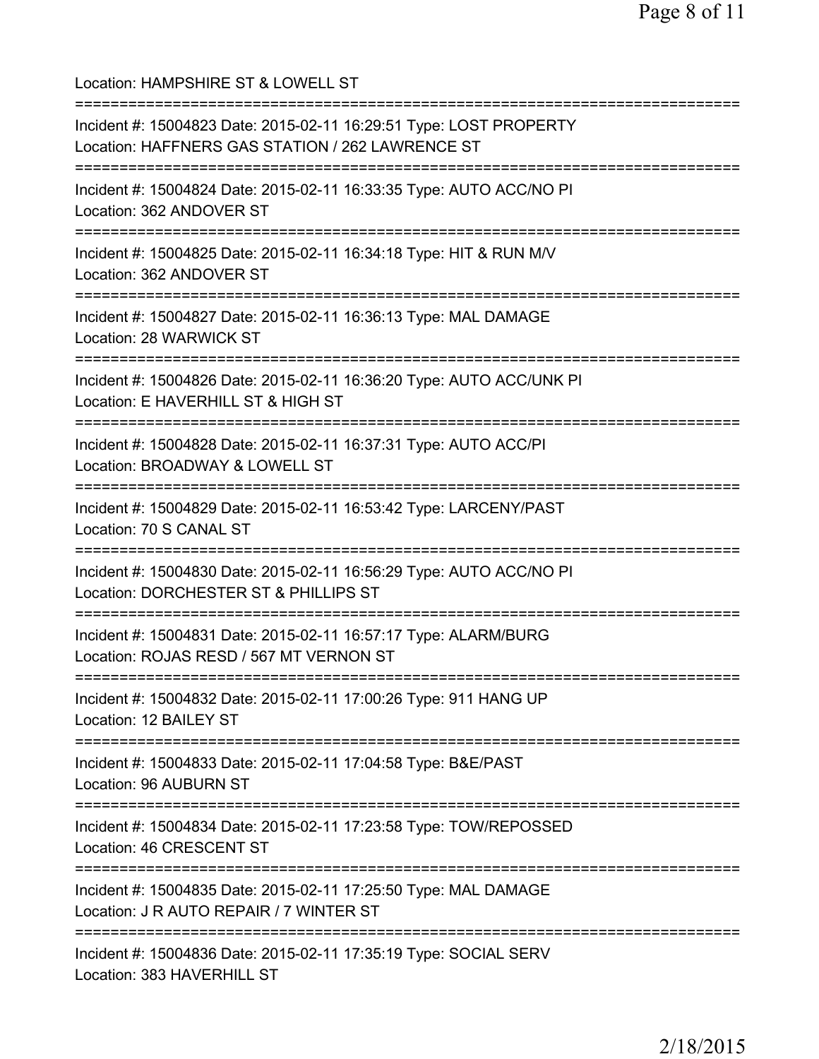Location: HAMPSHIRE ST & LOWELL ST

===========================================================================

Incident #: 15004823 Date: 2015-02-11 16:29:51 Type: LOST PROPERTY
Location: HAFFNERS GAS STATION / 262 LAWRENCE ST

===========================================================================

Incident #: 15004824 Date: 2015-02-11 16:33:35 Type: AUTO ACC/NO PI
Location: 362 ANDOVER ST

===========================================================================

Incident #: 15004825 Date: 2015-02-11 16:34:18 Type: HIT & RUN M/V
Location: 362 ANDOVER ST

===========================================================================

Incident #: 15004827 Date: 2015-02-11 16:36:13 Type: MAL DAMAGE
Location: 28 WARWICK ST

===========================================================================

Incident #: 15004826 Date: 2015-02-11 16:36:20 Type: AUTO ACC/UNK PI
Location: E HAVERHILL ST & HIGH ST

===========================================================================

Incident #: 15004828 Date: 2015-02-11 16:37:31 Type: AUTO ACC/PI
Location: BROADWAY & LOWELL ST

===========================================================================

Incident #: 15004829 Date: 2015-02-11 16:53:42 Type: LARCENY/PAST
Location: 70 S CANAL ST

===========================================================================

Incident #: 15004830 Date: 2015-02-11 16:56:29 Type: AUTO ACC/NO PI
Location: DORCHESTER ST & PHILLIPS ST

===========================================================================

Incident #: 15004831 Date: 2015-02-11 16:57:17 Type: ALARM/BURG
Location: ROJAS RESD / 567 MT VERNON ST

===========================================================================

Incident #: 15004832 Date: 2015-02-11 17:00:26 Type: 911 HANG UP
Location: 12 BAILEY ST

===========================================================================

Incident #: 15004833 Date: 2015-02-11 17:04:58 Type: B&E/PAST
Location: 96 AUBURN ST

===========================================================================

Incident #: 15004834 Date: 2015-02-11 17:23:58 Type: TOW/REPOSSED
Location: 46 CRESCENT ST

===========================================================================

Incident #: 15004835 Date: 2015-02-11 17:25:50 Type: MAL DAMAGE
Location: J R AUTO REPAIR / 7 WINTER ST

===========================================================================

Incident #: 15004836 Date: 2015-02-11 17:35:19 Type: SOCIAL SERV
Location: 383 HAVERHILL ST

2/18/2015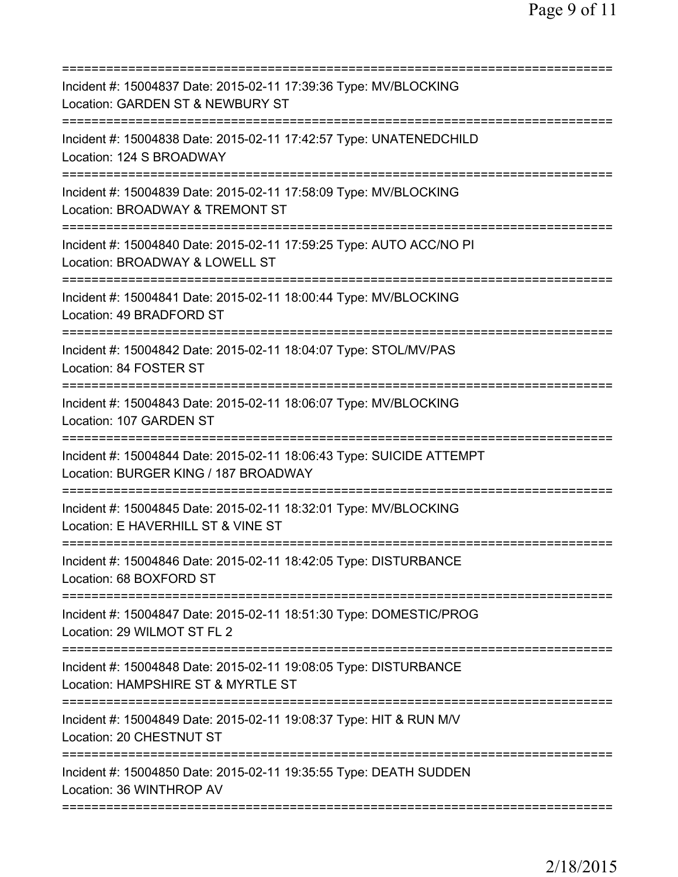===========================================================================
Incident #: 15004837 Date: 2015-02-11 17:39:36 Type: MV/BLOCKING
Location: GARDEN ST & NEWBURY ST
===========================================================================
Incident #: 15004838 Date: 2015-02-11 17:42:57 Type: UNATENEDCHILD
Location: 124 S BROADWAY
===========================================================================
Incident #: 15004839 Date: 2015-02-11 17:58:09 Type: MV/BLOCKING
Location: BROADWAY & TREMONT ST
===========================================================================
Incident #: 15004840 Date: 2015-02-11 17:59:25 Type: AUTO ACC/NO PI
Location: BROADWAY & LOWELL ST
===========================================================================
Incident #: 15004841 Date: 2015-02-11 18:00:44 Type: MV/BLOCKING
Location: 49 BRADFORD ST
===========================================================================
Incident #: 15004842 Date: 2015-02-11 18:04:07 Type: STOL/MV/PAS
Location: 84 FOSTER ST
===========================================================================
Incident #: 15004843 Date: 2015-02-11 18:06:07 Type: MV/BLOCKING
Location: 107 GARDEN ST
===========================================================================
Incident #: 15004844 Date: 2015-02-11 18:06:43 Type: SUICIDE ATTEMPT
Location: BURGER KING / 187 BROADWAY
===========================================================================
Incident #: 15004845 Date: 2015-02-11 18:32:01 Type: MV/BLOCKING
Location: E HAVERHILL ST & VINE ST
===========================================================================
Incident #: 15004846 Date: 2015-02-11 18:42:05 Type: DISTURBANCE
Location: 68 BOXFORD ST
===========================================================================
Incident #: 15004847 Date: 2015-02-11 18:51:30 Type: DOMESTIC/PROG
Location: 29 WILMOT ST FL 2
===========================================================================
Incident #: 15004848 Date: 2015-02-11 19:08:05 Type: DISTURBANCE
Location: HAMPSHIRE ST & MYRTLE ST
===========================================================================
Incident #: 15004849 Date: 2015-02-11 19:08:37 Type: HIT & RUN M/V
Location: 20 CHESTNUT ST
===========================================================================
Incident #: 15004850 Date: 2015-02-11 19:35:55 Type: DEATH SUDDEN
Location: 36 WINTHROP AV
===========================================================================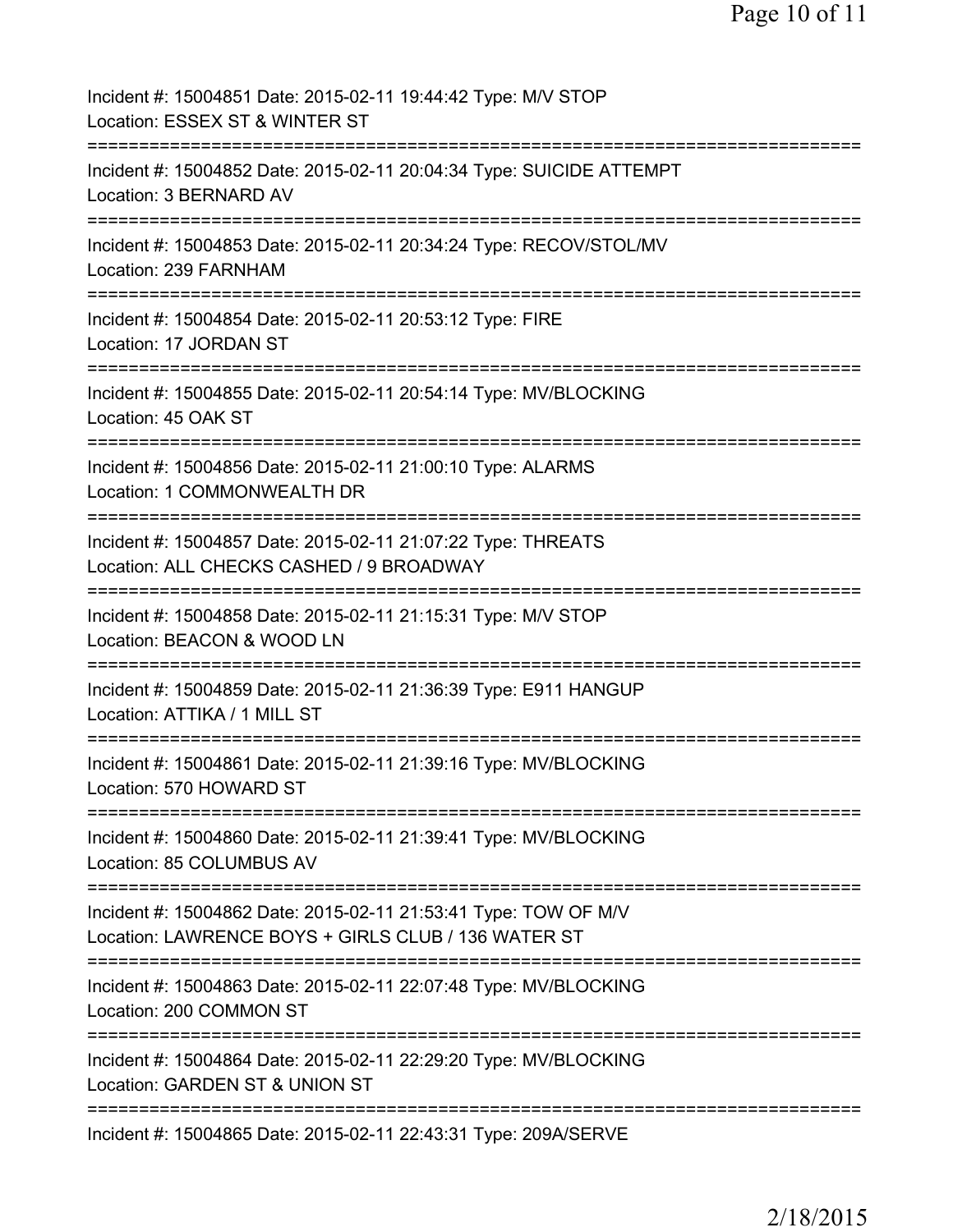Incident #: 15004851 Date: 2015-02-11 19:44:42 Type: M/V STOP
Location: ESSEX ST & WINTER ST

===========================================================================

Incident #: 15004852 Date: 2015-02-11 20:04:34 Type: SUICIDE ATTEMPT
Location: 3 BERNARD AV

===========================================================================

Incident #: 15004853 Date: 2015-02-11 20:34:24 Type: RECOV/STOL/MV
Location: 239 FARNHAM

===========================================================================

Incident #: 15004854 Date: 2015-02-11 20:53:12 Type: FIRE
Location: 17 JORDAN ST

===========================================================================

Incident #: 15004855 Date: 2015-02-11 20:54:14 Type: MV/BLOCKING
Location: 45 OAK ST

===========================================================================

Incident #: 15004856 Date: 2015-02-11 21:00:10 Type: ALARMS
Location: 1 COMMONWEALTH DR

===========================================================================

Incident #: 15004857 Date: 2015-02-11 21:07:22 Type: THREATS
Location: ALL CHECKS CASHED / 9 BROADWAY

===========================================================================

Incident #: 15004858 Date: 2015-02-11 21:15:31 Type: M/V STOP
Location: BEACON & WOOD LN

===========================================================================

Incident #: 15004859 Date: 2015-02-11 21:36:39 Type: E911 HANGUP
Location: ATTIKA / 1 MILL ST

===========================================================================

Incident #: 15004861 Date: 2015-02-11 21:39:16 Type: MV/BLOCKING
Location: 570 HOWARD ST

===========================================================================

Incident #: 15004860 Date: 2015-02-11 21:39:41 Type: MV/BLOCKING
Location: 85 COLUMBUS AV

===========================================================================

Incident #: 15004862 Date: 2015-02-11 21:53:41 Type: TOW OF M/V
Location: LAWRENCE BOYS + GIRLS CLUB / 136 WATER ST

===========================================================================

Incident #: 15004863 Date: 2015-02-11 22:07:48 Type: MV/BLOCKING
Location: 200 COMMON ST

===========================================================================

Incident #: 15004864 Date: 2015-02-11 22:29:20 Type: MV/BLOCKING
Location: GARDEN ST & UNION ST

===========================================================================

Incident #: 15004865 Date: 2015-02-11 22:43:31 Type: 209A/SERVE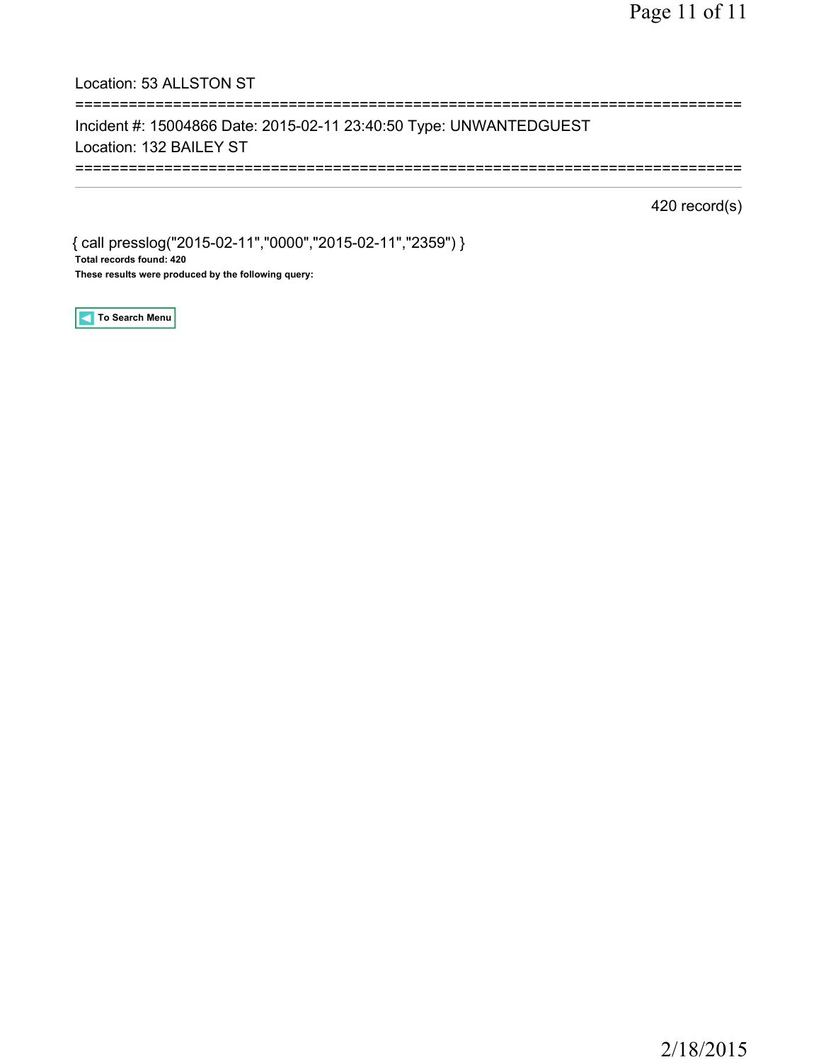Location: 53 ALLSTON ST

===========================================================================

Incident #: 15004866 Date: 2015-02-11 23:40:50 Type: UNWANTEDGUEST

Location: 132 BAILEY ST

===========================================================================

---

420 record(s)

{ call presslog("2015-02-11","0000","2015-02-11","2359") }

**Total records found: 420**

**These results were produced by the following query:**

**To Search Menu**